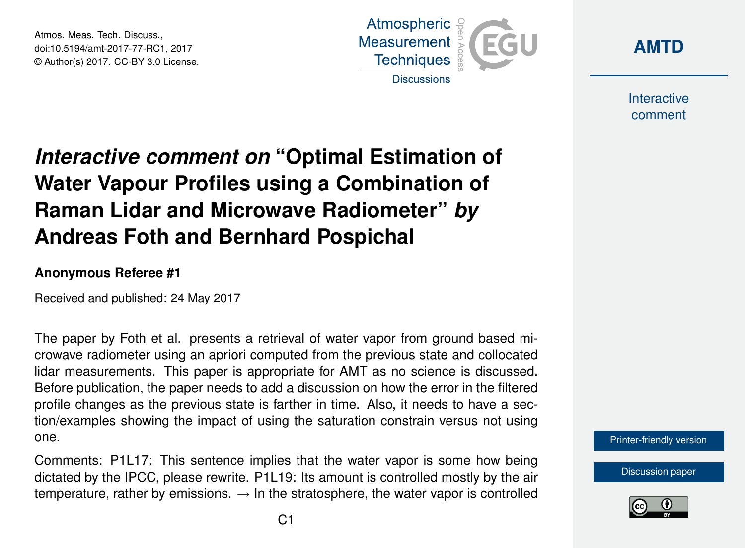# *Interactive comment on* "Optimal Estimation of Water Vapour Profiles using a Combination of Raman Lidar and Microwave Radiometer" *by* Andreas Foth and Bernhard Pospichal

**Anonymous Referee #1**

Received and published: 24 May 2017

The paper by Foth et al. presents a retrieval of water vapor from ground based microwave radiometer using an apriori computed from the previous state and collocated lidar measurements. This paper is appropriate for AMT as no science is discussed. Before publication, the paper needs to add a discussion on how the error in the filtered profile changes as the previous state is farther in time. Also, it needs to have a section/examples showing the impact of using the saturation constrain versus not using one.

Comments: P1L17: This sentence implies that the water vapor is some how being dictated by the IPCC, please rewrite. P1L19: Its amount is controlled mostly by the air temperature, rather by emissions. → In the stratosphere, the water vapor is controlled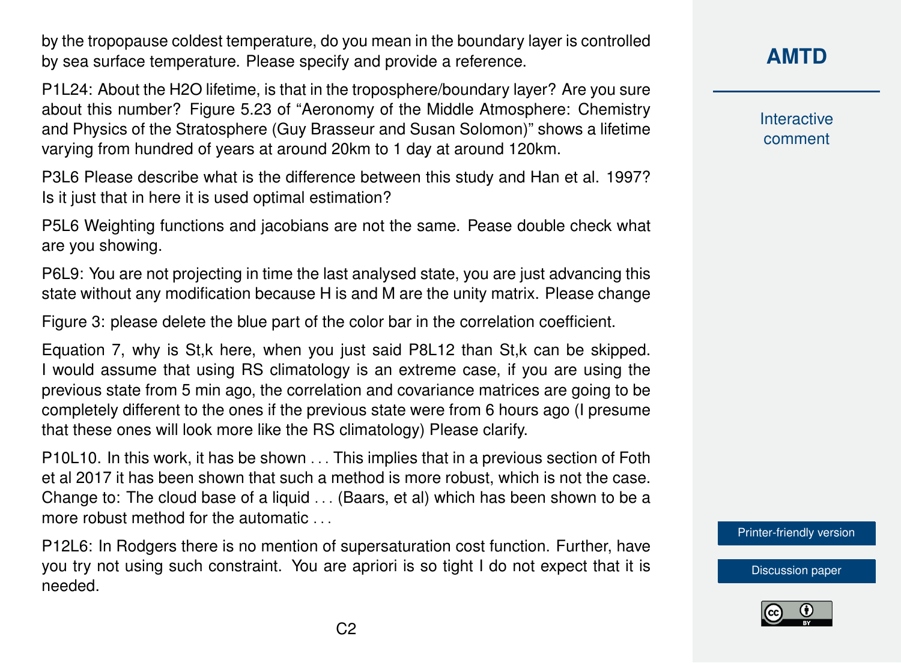by the tropopause coldest temperature, do you mean in the boundary layer is controlled by sea surface temperature. Please specify and provide a reference.

P1L24: About the $H_2O$ lifetime, is that in the troposphere/boundary layer? Are you sure about this number? Figure 5.23 of "Aeronomy of the Middle Atmosphere: Chemistry and Physics of the Stratosphere (Guy Brasseur and Susan Solomon)" shows a lifetime varying from hundred of years at around 20km to 1 day at around 120km.

P3L6 Please describe what is the difference between this study and Han et al. 1997? Is it just that in here it is used optimal estimation?

P5L6 Weighting functions and jacobians are not the same. Pease double check what are you showing.

P6L9: You are not projecting in time the last analysed state, you are just advancing this state without any modification because H is and M are the unity matrix. Please change

Figure 3: please delete the blue part of the color bar in the correlation coefficient.

Equation 7, why is $S_{t,k}$ here, when you just said P8L12 than $S_{t,k}$ can be skipped. I would assume that using RS climatology is an extreme case, if you are using the previous state from 5 min ago, the correlation and covariance matrices are going to be completely different to the ones if the previous state were from 6 hours ago (I presume that these ones will look more like the RS climatology) Please clarify.

P10L10. In this work, it has be shown ... This implies that in a previous section of Foth et al 2017 it has been shown that such a method is more robust, which is not the case. Change to: The cloud base of a liquid ... (Baars, et al) which has been shown to be a more robust method for the automatic ...

P12L6: In Rodgers there is no mention of supersaturation cost function. Further, have you try not using such constraint. You are apriori is so tight I do not expect that it is needed.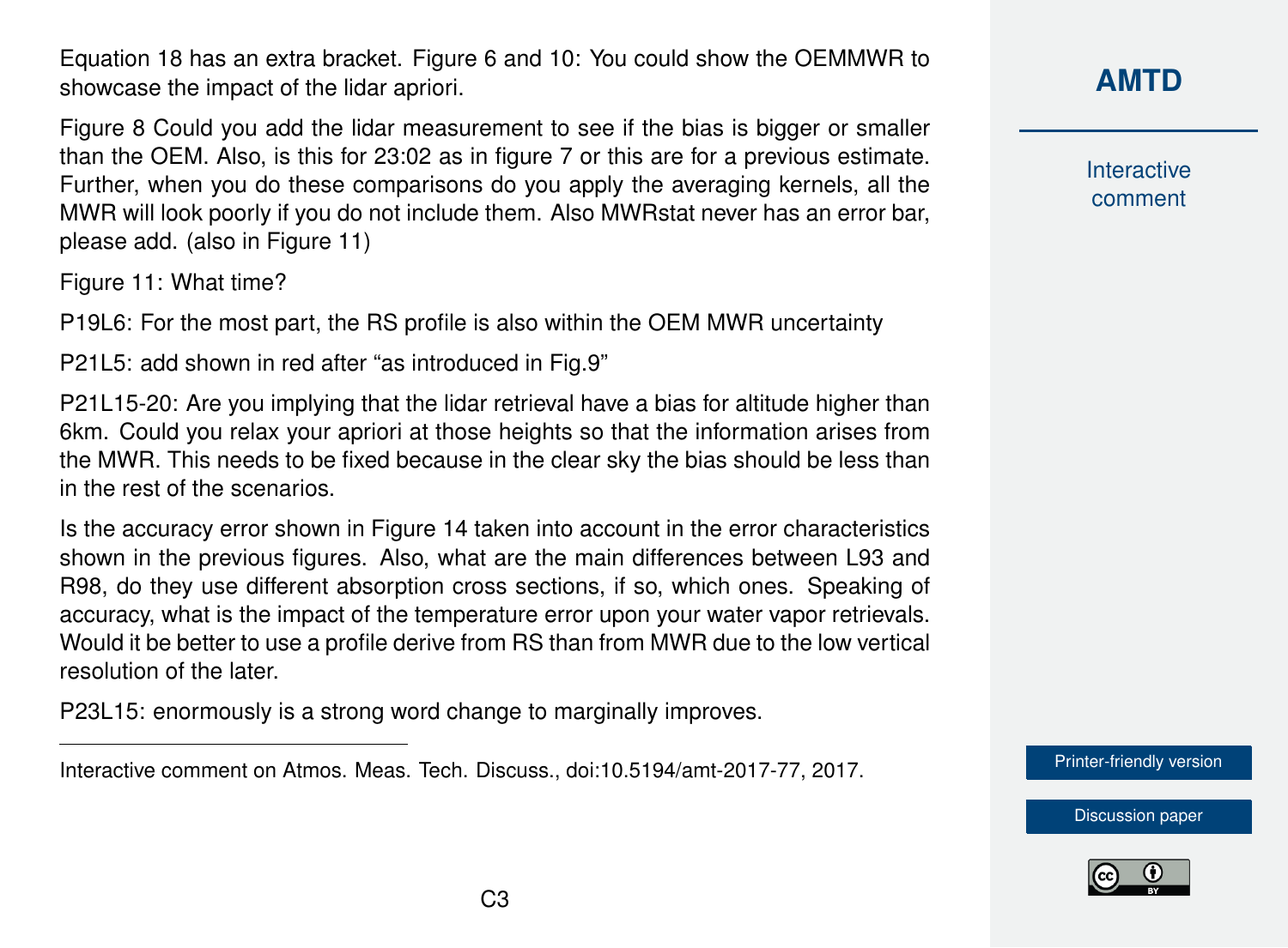Equation 18 has an extra bracket. Figure 6 and 10: You could show the OEMMWR to showcase the impact of the lidar apriori.

Figure 8 Could you add the lidar measurement to see if the bias is bigger or smaller than the OEM. Also, is this for 23:02 as in figure 7 or this are for a previous estimate. Further, when you do these comparisons do you apply the averaging kernels, all the MWR will look poorly if you do not include them. Also MWRstat never has an error bar, please add. (also in Figure 11)

Figure 11: What time?

P19L6: For the most part, the RS profile is also within the OEM MWR uncertainty

P21L5: add shown in red after "as introduced in Fig.9"

P21L15-20: Are you implying that the lidar retrieval have a bias for altitude higher than 6km. Could you relax your apriori at those heights so that the information arises from the MWR. This needs to be fixed because in the clear sky the bias should be less than in the rest of the scenarios.

Is the accuracy error shown in Figure 14 taken into account in the error characteristics shown in the previous figures. Also, what are the main differences between L93 and R98, do they use different absorption cross sections, if so, which ones. Speaking of accuracy, what is the impact of the temperature error upon your water vapor retrievals. Would it be better to use a profile derive from RS than from MWR due to the low vertical resolution of the later.

P23L15: enormously is a strong word change to marginally improves.

---

Interactive comment on Atmos. Meas. Tech. Discuss., doi:10.5194/amt-2017-77, 2017.